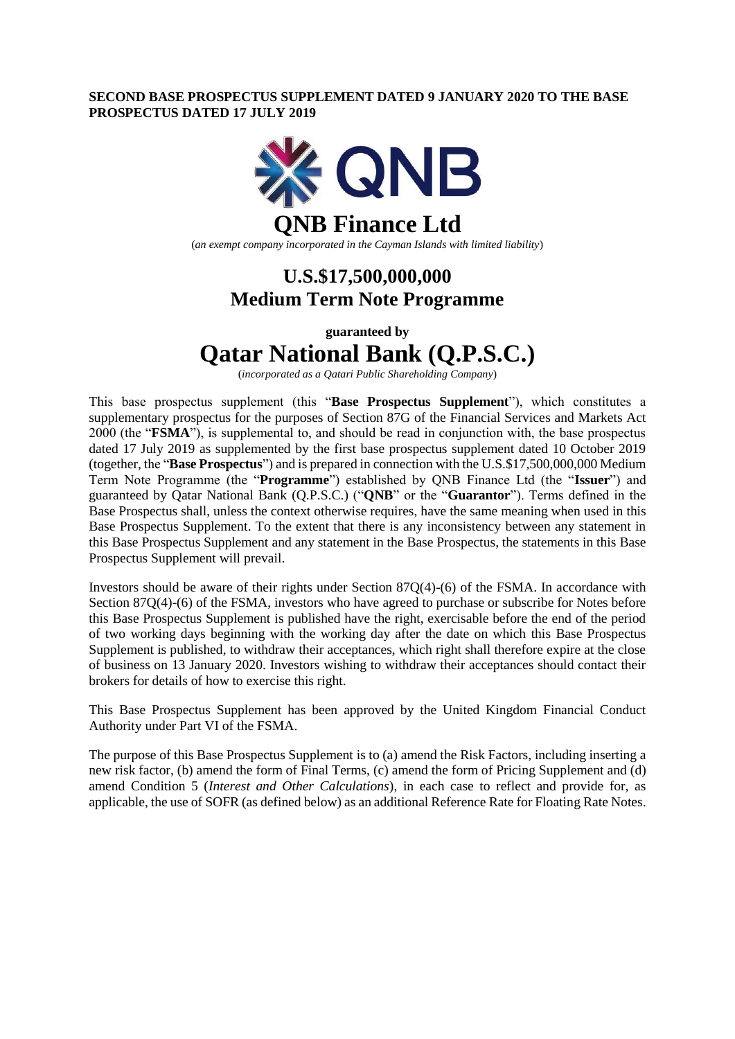**SECOND BASE PROSPECTUS SUPPLEMENT DATED 9 JANUARY 2020 TO THE BASE PROSPECTUS DATED 17 JULY 2019**

# QNB Finance Ltd

(*an exempt company incorporated in the Cayman Islands with limited liability*)

## U.S.$17,500,000,000
## Medium Term Note Programme

**guaranteed by**

# Qatar National Bank (Q.P.S.C.)

(*incorporated as a Qatari Public Shareholding Company*)

This base prospectus supplement (this "**Base Prospectus Supplement**"), which constitutes a supplementary prospectus for the purposes of Section 87G of the Financial Services and Markets Act 2000 (the "**FSMA**"), is supplemental to, and should be read in conjunction with, the base prospectus dated 17 July 2019 as supplemented by the first base prospectus supplement dated 10 October 2019 (together, the "**Base Prospectus**") and is prepared in connection with the U.S.$17,500,000,000 Medium Term Note Programme (the "**Programme**") established by QNB Finance Ltd (the "**Issuer**") and guaranteed by Qatar National Bank (Q.P.S.C.) ("**QNB**" or the "**Guarantor**"). Terms defined in the Base Prospectus shall, unless the context otherwise requires, have the same meaning when used in this Base Prospectus Supplement. To the extent that there is any inconsistency between any statement in this Base Prospectus Supplement and any statement in the Base Prospectus, the statements in this Base Prospectus Supplement will prevail.

Investors should be aware of their rights under Section 87Q(4)-(6) of the FSMA. In accordance with Section 87Q(4)-(6) of the FSMA, investors who have agreed to purchase or subscribe for Notes before this Base Prospectus Supplement is published have the right, exercisable before the end of the period of two working days beginning with the working day after the date on which this Base Prospectus Supplement is published, to withdraw their acceptances, which right shall therefore expire at the close of business on 13 January 2020. Investors wishing to withdraw their acceptances should contact their brokers for details of how to exercise this right.

This Base Prospectus Supplement has been approved by the United Kingdom Financial Conduct Authority under Part VI of the FSMA.

The purpose of this Base Prospectus Supplement is to (a) amend the Risk Factors, including inserting a new risk factor, (b) amend the form of Final Terms, (c) amend the form of Pricing Supplement and (d) amend Condition 5 (*Interest and Other Calculations*), in each case to reflect and provide for, as applicable, the use of SOFR (as defined below) as an additional Reference Rate for Floating Rate Notes.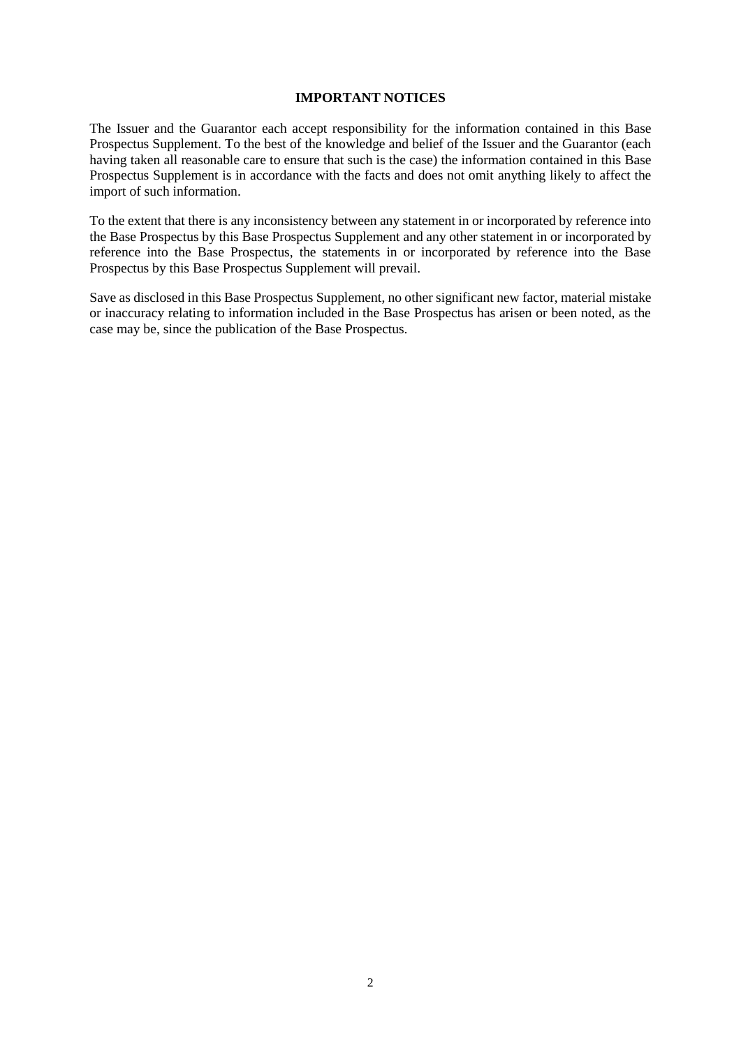**IMPORTANT NOTICES**

The Issuer and the Guarantor each accept responsibility for the information contained in this Base Prospectus Supplement. To the best of the knowledge and belief of the Issuer and the Guarantor (each having taken all reasonable care to ensure that such is the case) the information contained in this Base Prospectus Supplement is in accordance with the facts and does not omit anything likely to affect the import of such information.

To the extent that there is any inconsistency between any statement in or incorporated by reference into the Base Prospectus by this Base Prospectus Supplement and any other statement in or incorporated by reference into the Base Prospectus, the statements in or incorporated by reference into the Base Prospectus by this Base Prospectus Supplement will prevail.

Save as disclosed in this Base Prospectus Supplement, no other significant new factor, material mistake or inaccuracy relating to information included in the Base Prospectus has arisen or been noted, as the case may be, since the publication of the Base Prospectus.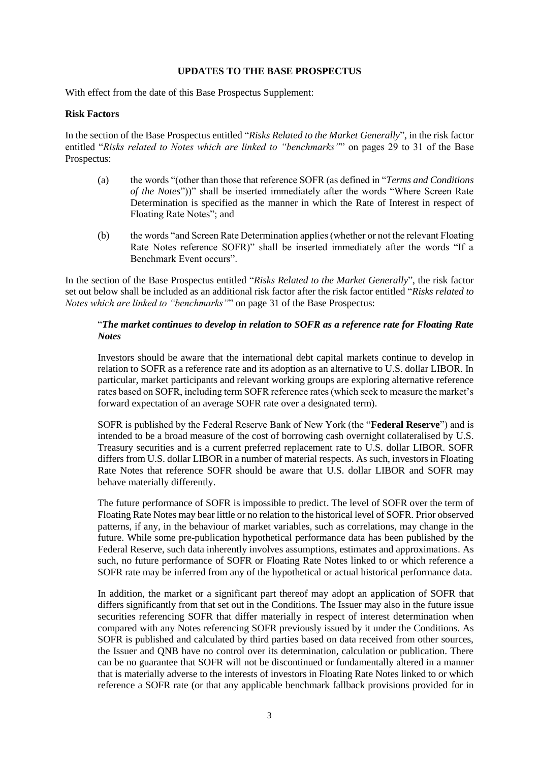**UPDATES TO THE BASE PROSPECTUS**

With effect from the date of this Base Prospectus Supplement:

**Risk Factors**

In the section of the Base Prospectus entitled "*Risks Related to the Market Generally*", in the risk factor entitled "*Risks related to Notes which are linked to "benchmarks"*" on pages 29 to 31 of the Base Prospectus:

(a) the words "(other than those that reference SOFR (as defined in "*Terms and Conditions of the Notes*"))" shall be inserted immediately after the words "Where Screen Rate Determination is specified as the manner in which the Rate of Interest in respect of Floating Rate Notes"; and

(b) the words "and Screen Rate Determination applies (whether or not the relevant Floating Rate Notes reference SOFR)" shall be inserted immediately after the words "If a Benchmark Event occurs".

In the section of the Base Prospectus entitled "*Risks Related to the Market Generally*", the risk factor set out below shall be included as an additional risk factor after the risk factor entitled "*Risks related to Notes which are linked to "benchmarks"*" on page 31 of the Base Prospectus:

"***The market continues to develop in relation to SOFR as a reference rate for Floating Rate Notes***

Investors should be aware that the international debt capital markets continue to develop in relation to SOFR as a reference rate and its adoption as an alternative to U.S. dollar LIBOR. In particular, market participants and relevant working groups are exploring alternative reference rates based on SOFR, including term SOFR reference rates (which seek to measure the market's forward expectation of an average SOFR rate over a designated term).

SOFR is published by the Federal Reserve Bank of New York (the "**Federal Reserve**") and is intended to be a broad measure of the cost of borrowing cash overnight collateralised by U.S. Treasury securities and is a current preferred replacement rate to U.S. dollar LIBOR. SOFR differs from U.S. dollar LIBOR in a number of material respects. As such, investors in Floating Rate Notes that reference SOFR should be aware that U.S. dollar LIBOR and SOFR may behave materially differently.

The future performance of SOFR is impossible to predict. The level of SOFR over the term of Floating Rate Notes may bear little or no relation to the historical level of SOFR. Prior observed patterns, if any, in the behaviour of market variables, such as correlations, may change in the future. While some pre-publication hypothetical performance data has been published by the Federal Reserve, such data inherently involves assumptions, estimates and approximations. As such, no future performance of SOFR or Floating Rate Notes linked to or which reference a SOFR rate may be inferred from any of the hypothetical or actual historical performance data.

In addition, the market or a significant part thereof may adopt an application of SOFR that differs significantly from that set out in the Conditions. The Issuer may also in the future issue securities referencing SOFR that differ materially in respect of interest determination when compared with any Notes referencing SOFR previously issued by it under the Conditions. As SOFR is published and calculated by third parties based on data received from other sources, the Issuer and QNB have no control over its determination, calculation or publication. There can be no guarantee that SOFR will not be discontinued or fundamentally altered in a manner that is materially adverse to the interests of investors in Floating Rate Notes linked to or which reference a SOFR rate (or that any applicable benchmark fallback provisions provided for in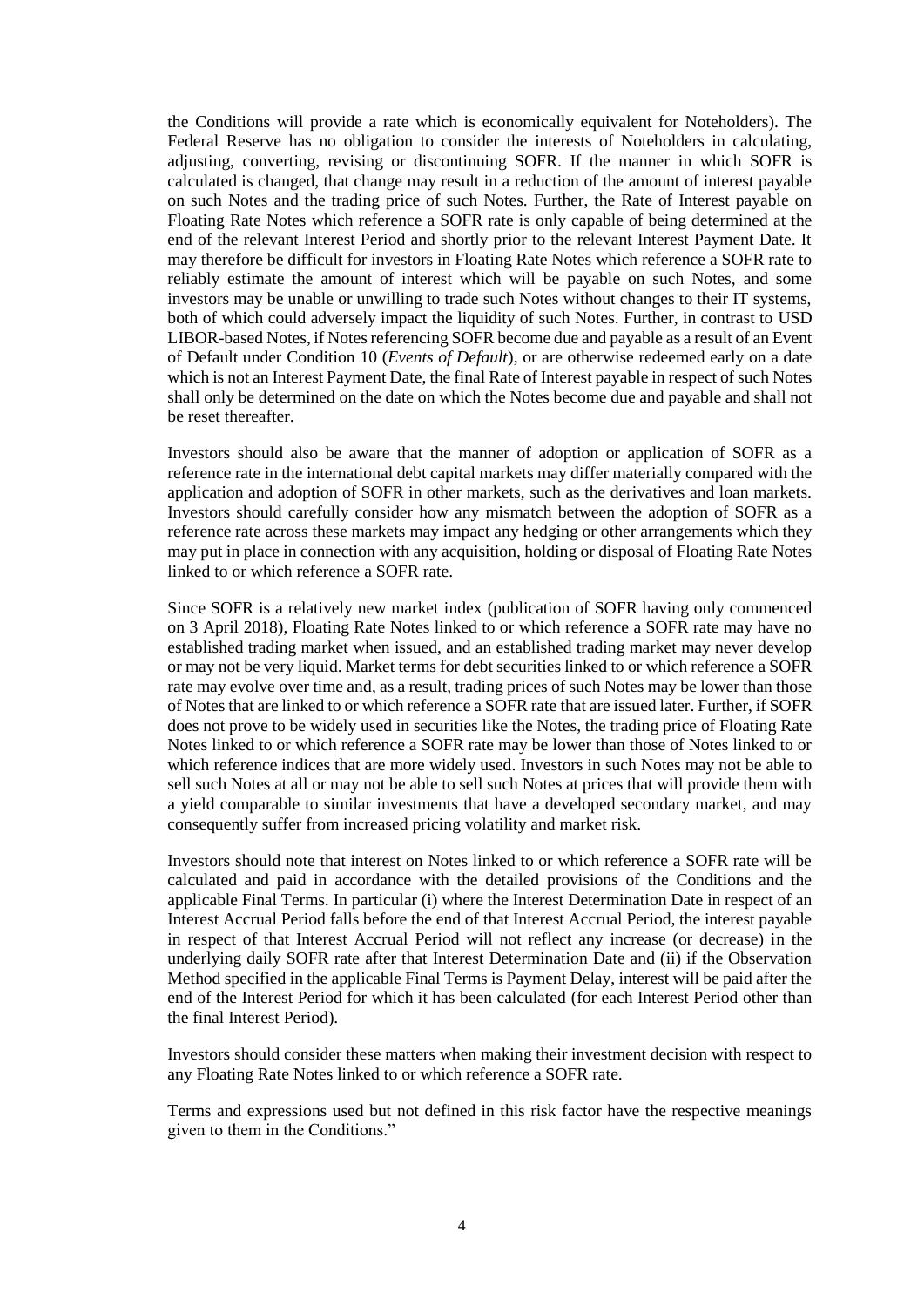the Conditions will provide a rate which is economically equivalent for Noteholders). The Federal Reserve has no obligation to consider the interests of Noteholders in calculating, adjusting, converting, revising or discontinuing SOFR. If the manner in which SOFR is calculated is changed, that change may result in a reduction of the amount of interest payable on such Notes and the trading price of such Notes. Further, the Rate of Interest payable on Floating Rate Notes which reference a SOFR rate is only capable of being determined at the end of the relevant Interest Period and shortly prior to the relevant Interest Payment Date. It may therefore be difficult for investors in Floating Rate Notes which reference a SOFR rate to reliably estimate the amount of interest which will be payable on such Notes, and some investors may be unable or unwilling to trade such Notes without changes to their IT systems, both of which could adversely impact the liquidity of such Notes. Further, in contrast to USD LIBOR-based Notes, if Notes referencing SOFR become due and payable as a result of an Event of Default under Condition 10 (*Events of Default*), or are otherwise redeemed early on a date which is not an Interest Payment Date, the final Rate of Interest payable in respect of such Notes shall only be determined on the date on which the Notes become due and payable and shall not be reset thereafter.

Investors should also be aware that the manner of adoption or application of SOFR as a reference rate in the international debt capital markets may differ materially compared with the application and adoption of SOFR in other markets, such as the derivatives and loan markets. Investors should carefully consider how any mismatch between the adoption of SOFR as a reference rate across these markets may impact any hedging or other arrangements which they may put in place in connection with any acquisition, holding or disposal of Floating Rate Notes linked to or which reference a SOFR rate.

Since SOFR is a relatively new market index (publication of SOFR having only commenced on 3 April 2018), Floating Rate Notes linked to or which reference a SOFR rate may have no established trading market when issued, and an established trading market may never develop or may not be very liquid. Market terms for debt securities linked to or which reference a SOFR rate may evolve over time and, as a result, trading prices of such Notes may be lower than those of Notes that are linked to or which reference a SOFR rate that are issued later. Further, if SOFR does not prove to be widely used in securities like the Notes, the trading price of Floating Rate Notes linked to or which reference a SOFR rate may be lower than those of Notes linked to or which reference indices that are more widely used. Investors in such Notes may not be able to sell such Notes at all or may not be able to sell such Notes at prices that will provide them with a yield comparable to similar investments that have a developed secondary market, and may consequently suffer from increased pricing volatility and market risk.

Investors should note that interest on Notes linked to or which reference a SOFR rate will be calculated and paid in accordance with the detailed provisions of the Conditions and the applicable Final Terms. In particular (i) where the Interest Determination Date in respect of an Interest Accrual Period falls before the end of that Interest Accrual Period, the interest payable in respect of that Interest Accrual Period will not reflect any increase (or decrease) in the underlying daily SOFR rate after that Interest Determination Date and (ii) if the Observation Method specified in the applicable Final Terms is Payment Delay, interest will be paid after the end of the Interest Period for which it has been calculated (for each Interest Period other than the final Interest Period).

Investors should consider these matters when making their investment decision with respect to any Floating Rate Notes linked to or which reference a SOFR rate.

Terms and expressions used but not defined in this risk factor have the respective meanings given to them in the Conditions."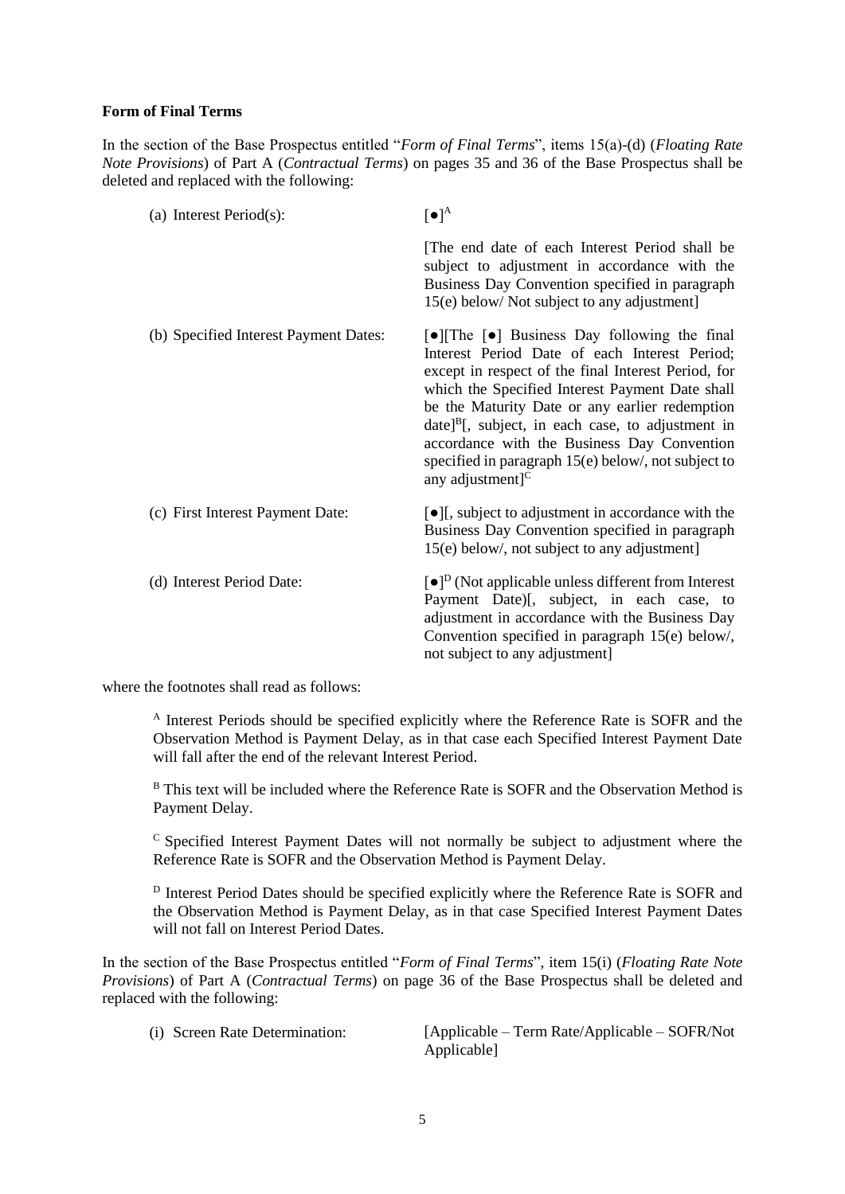**Form of Final Terms**

In the section of the Base Prospectus entitled "*Form of Final Terms*", items 15(a)-(d) (*Floating Rate Note Provisions*) of Part A (*Contractual Terms*) on pages 35 and 36 of the Base Prospectus shall be deleted and replaced with the following:

| | |
|---|---|
| (a) Interest Period(s): | [●][A]<br><br>[The end date of each Interest Period shall be subject to adjustment in accordance with the Business Day Convention specified in paragraph 15(e) below/ Not subject to any adjustment] |
| (b) Specified Interest Payment Dates: | [●][The [●] Business Day following the final Interest Period Date of each Interest Period; except in respect of the final Interest Period, for which the Specified Interest Payment Date shall be the Maturity Date or any earlier redemption date][B][, subject, in each case, to adjustment in accordance with the Business Day Convention specified in paragraph 15(e) below/, not subject to any adjustment][C] |
| (c) First Interest Payment Date: | [●][, subject to adjustment in accordance with the Business Day Convention specified in paragraph 15(e) below/, not subject to any adjustment] |
| (d) Interest Period Date: | [●][D] (Not applicable unless different from Interest Payment Date)[, subject, in each case, to adjustment in accordance with the Business Day Convention specified in paragraph 15(e) below/, not subject to any adjustment] |

where the footnotes shall read as follows:

> [A] Interest Periods should be specified explicitly where the Reference Rate is SOFR and the Observation Method is Payment Delay, as in that case each Specified Interest Payment Date will fall after the end of the relevant Interest Period.
>
> [B] This text will be included where the Reference Rate is SOFR and the Observation Method is Payment Delay.
>
> [C] Specified Interest Payment Dates will not normally be subject to adjustment where the Reference Rate is SOFR and the Observation Method is Payment Delay.
>
> [D] Interest Period Dates should be specified explicitly where the Reference Rate is SOFR and the Observation Method is Payment Delay, as in that case Specified Interest Payment Dates will not fall on Interest Period Dates.

In the section of the Base Prospectus entitled "*Form of Final Terms*", item 15(i) (*Floating Rate Note Provisions*) of Part A (*Contractual Terms*) on page 36 of the Base Prospectus shall be deleted and replaced with the following:

| | |
|---|---|
| (i) Screen Rate Determination: | [Applicable – Term Rate/Applicable – SOFR/Not Applicable] |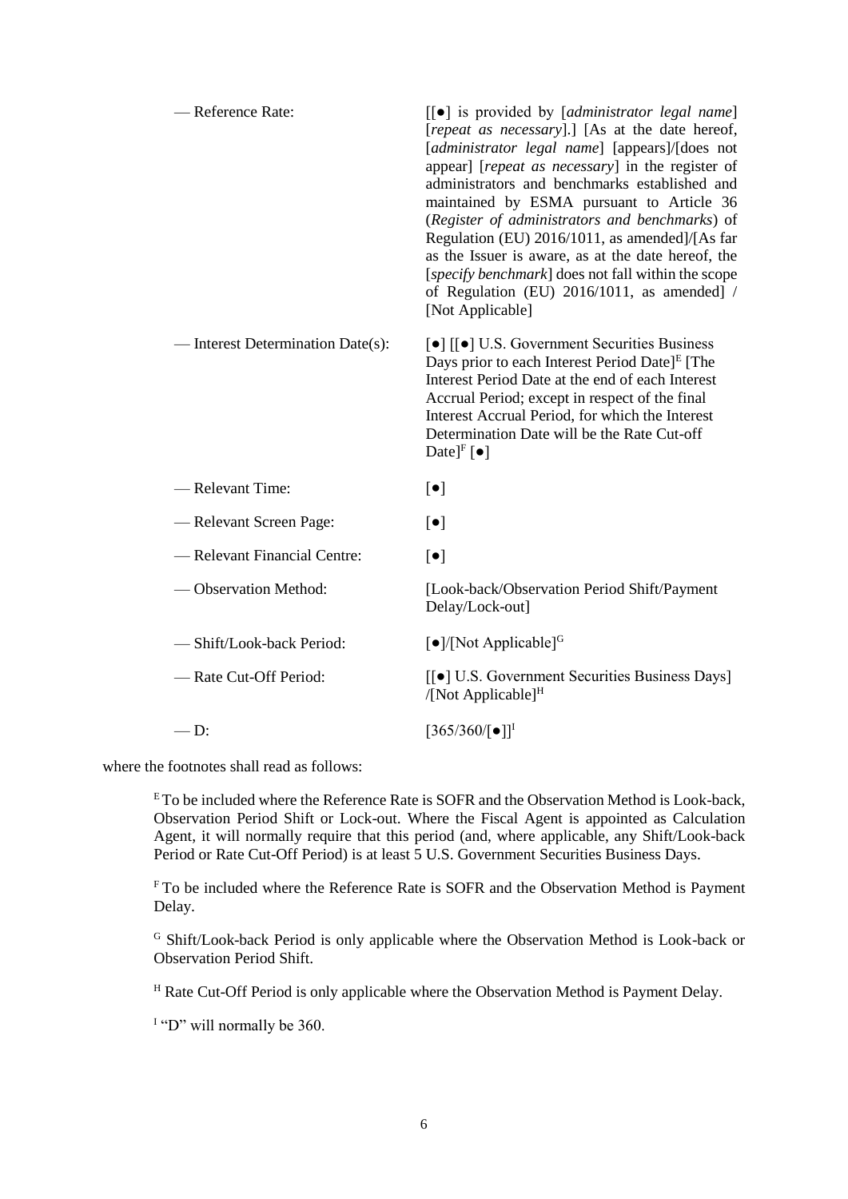| | |
|---|---|
| — Reference Rate: | [[●] is provided by [*administrator legal name*] [*repeat as necessary*].] [As at the date hereof, [*administrator legal name*] [appears]/[does not appear] [*repeat as necessary*] in the register of administrators and benchmarks established and maintained by ESMA pursuant to Article 36 (*Register of administrators and benchmarks*) of Regulation (EU) 2016/1011, as amended]/[As far as the Issuer is aware, as at the date hereof, the [*specify benchmark*] does not fall within the scope of Regulation (EU) 2016/1011, as amended] / [Not Applicable] |
| — Interest Determination Date(s): | [●] [[●] U.S. Government Securities Business Days prior to each Interest Period Date][E] [The Interest Period Date at the end of each Interest Accrual Period; except in respect of the final Interest Accrual Period, for which the Interest Determination Date will be the Rate Cut-off Date][F] [●] |
| — Relevant Time: | [●] |
| — Relevant Screen Page: | [●] |
| — Relevant Financial Centre: | [●] |
| — Observation Method: | [Look-back/Observation Period Shift/Payment Delay/Lock-out] |
| — Shift/Look-back Period: | [●]/[Not Applicable][G] |
| — Rate Cut-Off Period: | [[●] U.S. Government Securities Business Days] /[Not Applicable][H] |
| — D: | [365/360/[●]][I] |

where the footnotes shall read as follows:

> [E] To be included where the Reference Rate is SOFR and the Observation Method is Look-back, Observation Period Shift or Lock-out. Where the Fiscal Agent is appointed as Calculation Agent, it will normally require that this period (and, where applicable, any Shift/Look-back Period or Rate Cut-Off Period) is at least 5 U.S. Government Securities Business Days.
>
> [F] To be included where the Reference Rate is SOFR and the Observation Method is Payment Delay.
>
> [G] Shift/Look-back Period is only applicable where the Observation Method is Look-back or Observation Period Shift.
>
> [H] Rate Cut-Off Period is only applicable where the Observation Method is Payment Delay.
>
> [I] "D" will normally be 360.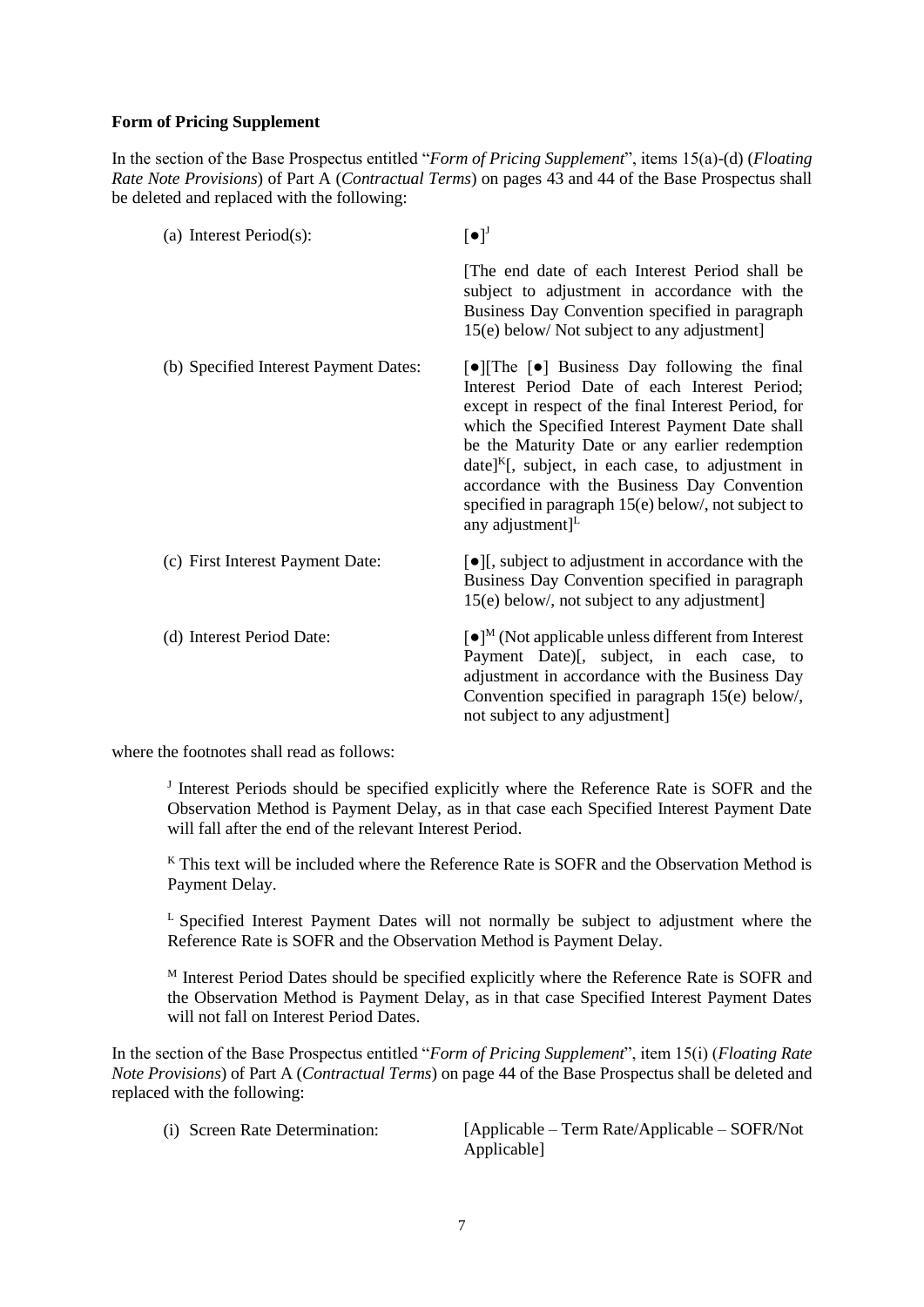**Form of Pricing Supplement**

In the section of the Base Prospectus entitled "*Form of Pricing Supplement*", items 15(a)-(d) (*Floating Rate Note Provisions*) of Part A (*Contractual Terms*) on pages 43 and 44 of the Base Prospectus shall be deleted and replaced with the following:

| | |
|---|---|
| (a) Interest Period(s): | [●][J]<br><br>[The end date of each Interest Period shall be subject to adjustment in accordance with the Business Day Convention specified in paragraph 15(e) below/ Not subject to any adjustment] |
| (b) Specified Interest Payment Dates: | [●][The [●] Business Day following the final Interest Period Date of each Interest Period; except in respect of the final Interest Period, for which the Specified Interest Payment Date shall be the Maturity Date or any earlier redemption date][K][, subject, in each case, to adjustment in accordance with the Business Day Convention specified in paragraph 15(e) below/, not subject to any adjustment][L] |
| (c) First Interest Payment Date: | [●][, subject to adjustment in accordance with the Business Day Convention specified in paragraph 15(e) below/, not subject to any adjustment] |
| (d) Interest Period Date: | [●][M] (Not applicable unless different from Interest Payment Date)[, subject, in each case, to adjustment in accordance with the Business Day Convention specified in paragraph 15(e) below/, not subject to any adjustment] |

where the footnotes shall read as follows:

> [J] Interest Periods should be specified explicitly where the Reference Rate is SOFR and the Observation Method is Payment Delay, as in that case each Specified Interest Payment Date will fall after the end of the relevant Interest Period.
>
> [K] This text will be included where the Reference Rate is SOFR and the Observation Method is Payment Delay.
>
> [L] Specified Interest Payment Dates will not normally be subject to adjustment where the Reference Rate is SOFR and the Observation Method is Payment Delay.
>
> [M] Interest Period Dates should be specified explicitly where the Reference Rate is SOFR and the Observation Method is Payment Delay, as in that case Specified Interest Payment Dates will not fall on Interest Period Dates.

In the section of the Base Prospectus entitled "*Form of Pricing Supplement*", item 15(i) (*Floating Rate Note Provisions*) of Part A (*Contractual Terms*) on page 44 of the Base Prospectus shall be deleted and replaced with the following:

| | |
|---|---|
| (i) Screen Rate Determination: | [Applicable – Term Rate/Applicable – SOFR/Not Applicable] |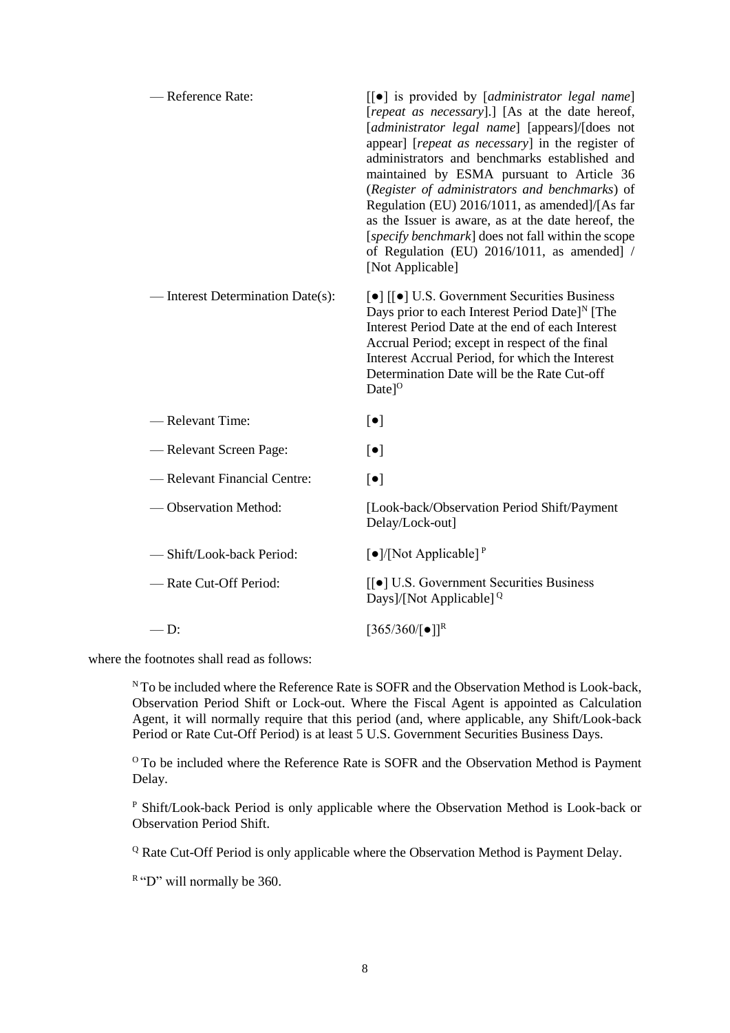| | |
|---|---|
| — Reference Rate: | [[●] is provided by [*administrator legal name*] [*repeat as necessary*].] [As at the date hereof, [*administrator legal name*] [appears]/[does not appear] [*repeat as necessary*] in the register of administrators and benchmarks established and maintained by ESMA pursuant to Article 36 (*Register of administrators and benchmarks*) of Regulation (EU) 2016/1011, as amended]/[As far as the Issuer is aware, as at the date hereof, the [*specify benchmark*] does not fall within the scope of Regulation (EU) 2016/1011, as amended] / [Not Applicable] |
| — Interest Determination Date(s): | [●] [[●] U.S. Government Securities Business Days prior to each Interest Period Date][N] [The Interest Period Date at the end of each Interest Accrual Period; except in respect of the final Interest Accrual Period, for which the Interest Determination Date will be the Rate Cut-off Date][O] |
| — Relevant Time: | [●] |
| — Relevant Screen Page: | [●] |
| — Relevant Financial Centre: | [●] |
| — Observation Method: | [Look-back/Observation Period Shift/Payment Delay/Lock-out] |
| — Shift/Look-back Period: | [●]/[Not Applicable] [P] |
| — Rate Cut-Off Period: | [[●] U.S. Government Securities Business Days]/[Not Applicable] [Q] |
| — D: | [365/360/[●]][R] |

where the footnotes shall read as follows:

[N] To be included where the Reference Rate is SOFR and the Observation Method is Look-back, Observation Period Shift or Lock-out. Where the Fiscal Agent is appointed as Calculation Agent, it will normally require that this period (and, where applicable, any Shift/Look-back Period or Rate Cut-Off Period) is at least 5 U.S. Government Securities Business Days.

[O] To be included where the Reference Rate is SOFR and the Observation Method is Payment Delay.

[P] Shift/Look-back Period is only applicable where the Observation Method is Look-back or Observation Period Shift.

[Q] Rate Cut-Off Period is only applicable where the Observation Method is Payment Delay.

[R] "D" will normally be 360.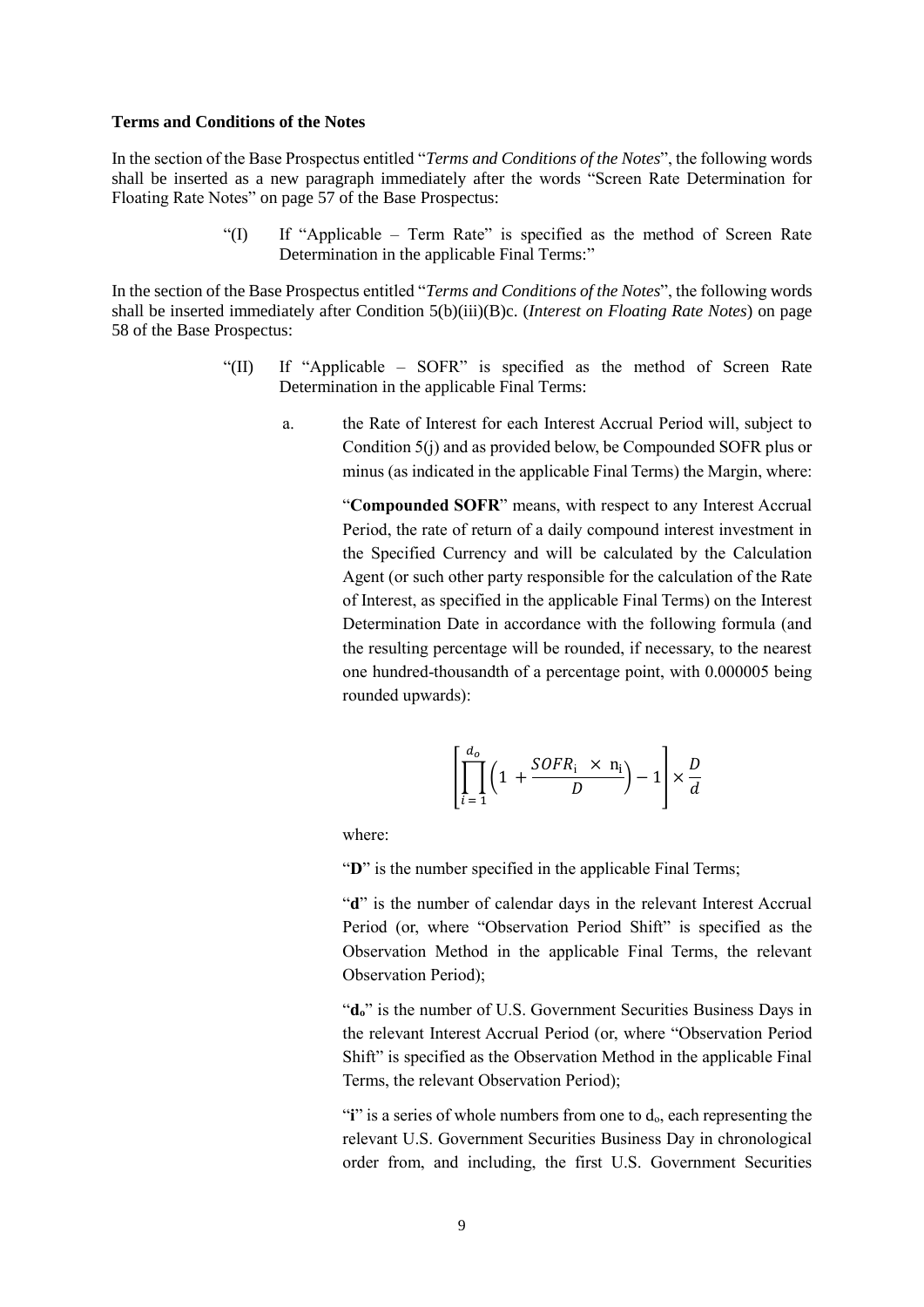**Terms and Conditions of the Notes**

In the section of the Base Prospectus entitled "*Terms and Conditions of the Notes*", the following words shall be inserted as a new paragraph immediately after the words "Screen Rate Determination for Floating Rate Notes" on page 57 of the Base Prospectus:

> "(I) If "Applicable – Term Rate" is specified as the method of Screen Rate Determination in the applicable Final Terms:"

In the section of the Base Prospectus entitled "*Terms and Conditions of the Notes*", the following words shall be inserted immediately after Condition 5(b)(iii)(B)c. (*Interest on Floating Rate Notes*) on page 58 of the Base Prospectus:

> "(II) If "Applicable – SOFR" is specified as the method of Screen Rate Determination in the applicable Final Terms:
>
> a. the Rate of Interest for each Interest Accrual Period will, subject to Condition 5(j) and as provided below, be Compounded SOFR plus or minus (as indicated in the applicable Final Terms) the Margin, where:
>
> "**Compounded SOFR**" means, with respect to any Interest Accrual Period, the rate of return of a daily compound interest investment in the Specified Currency and will be calculated by the Calculation Agent (or such other party responsible for the calculation of the Rate of Interest, as specified in the applicable Final Terms) on the Interest Determination Date in accordance with the following formula (and the resulting percentage will be rounded, if necessary, to the nearest one hundred-thousandth of a percentage point, with 0.000005 being rounded upwards):
>
> $$\left[\prod_{i=1}^{d_o}\left(1 + \frac{SOFR_i \times n_i}{D}\right) - 1\right] \times \frac{D}{d}$$
>
> where:
>
> "**D**" is the number specified in the applicable Final Terms;
>
> "**d**" is the number of calendar days in the relevant Interest Accrual Period (or, where "Observation Period Shift" is specified as the Observation Method in the applicable Final Terms, the relevant Observation Period);
>
> "$\mathbf{d_o}$" is the number of U.S. Government Securities Business Days in the relevant Interest Accrual Period (or, where "Observation Period Shift" is specified as the Observation Method in the applicable Final Terms, the relevant Observation Period);
>
> "**i**" is a series of whole numbers from one to $d_o$, each representing the relevant U.S. Government Securities Business Day in chronological order from, and including, the first U.S. Government Securities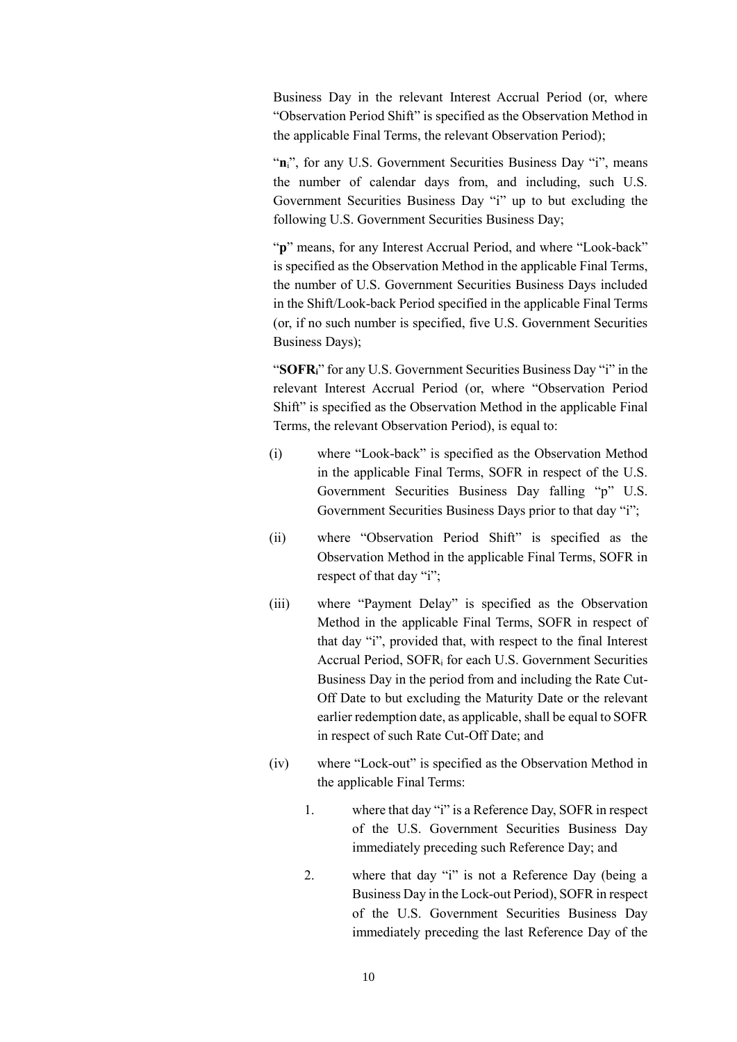Business Day in the relevant Interest Accrual Period (or, where "Observation Period Shift" is specified as the Observation Method in the applicable Final Terms, the relevant Observation Period);

"$\mathbf{n_i}$", for any U.S. Government Securities Business Day "i", means the number of calendar days from, and including, such U.S. Government Securities Business Day "i" up to but excluding the following U.S. Government Securities Business Day;

"**p**" means, for any Interest Accrual Period, and where "Look-back" is specified as the Observation Method in the applicable Final Terms, the number of U.S. Government Securities Business Days included in the Shift/Look-back Period specified in the applicable Final Terms (or, if no such number is specified, five U.S. Government Securities Business Days);

"$\mathbf{SOFR_i}$" for any U.S. Government Securities Business Day "i" in the relevant Interest Accrual Period (or, where "Observation Period Shift" is specified as the Observation Method in the applicable Final Terms, the relevant Observation Period), is equal to:

(i) where "Look-back" is specified as the Observation Method in the applicable Final Terms, SOFR in respect of the U.S. Government Securities Business Day falling "p" U.S. Government Securities Business Days prior to that day "i";

(ii) where "Observation Period Shift" is specified as the Observation Method in the applicable Final Terms, SOFR in respect of that day "i";

(iii) where "Payment Delay" is specified as the Observation Method in the applicable Final Terms, SOFR in respect of that day "i", provided that, with respect to the final Interest Accrual Period, $SOFR_i$ for each U.S. Government Securities Business Day in the period from and including the Rate Cut-Off Date to but excluding the Maturity Date or the relevant earlier redemption date, as applicable, shall be equal to SOFR in respect of such Rate Cut-Off Date; and

(iv) where "Lock-out" is specified as the Observation Method in the applicable Final Terms:

1. where that day "i" is a Reference Day, SOFR in respect of the U.S. Government Securities Business Day immediately preceding such Reference Day; and

2. where that day "i" is not a Reference Day (being a Business Day in the Lock-out Period), SOFR in respect of the U.S. Government Securities Business Day immediately preceding the last Reference Day of the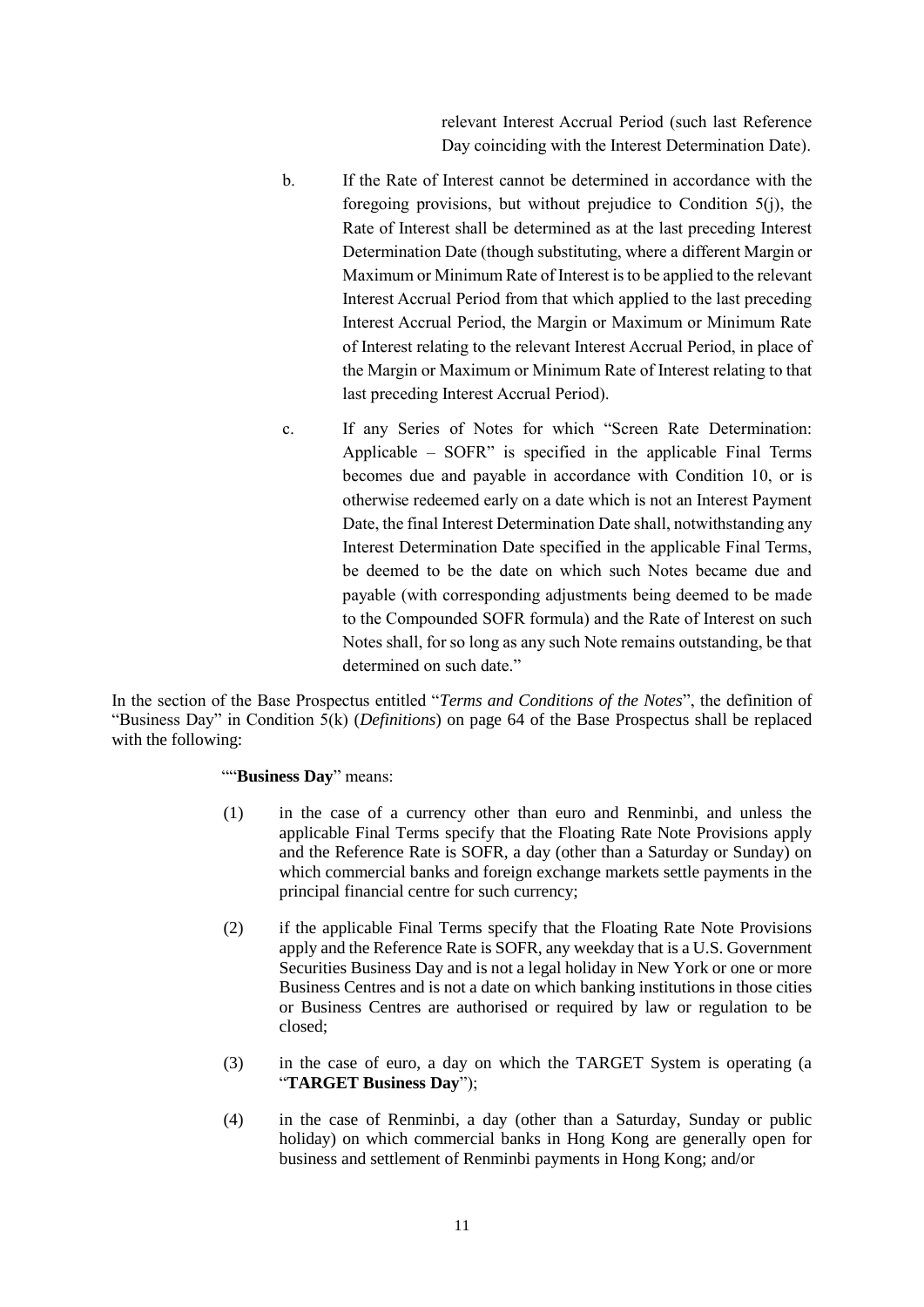relevant Interest Accrual Period (such last Reference Day coinciding with the Interest Determination Date).

b. If the Rate of Interest cannot be determined in accordance with the foregoing provisions, but without prejudice to Condition 5(j), the Rate of Interest shall be determined as at the last preceding Interest Determination Date (though substituting, where a different Margin or Maximum or Minimum Rate of Interest is to be applied to the relevant Interest Accrual Period from that which applied to the last preceding Interest Accrual Period, the Margin or Maximum or Minimum Rate of Interest relating to the relevant Interest Accrual Period, in place of the Margin or Maximum or Minimum Rate of Interest relating to that last preceding Interest Accrual Period).

c. If any Series of Notes for which "Screen Rate Determination: Applicable – SOFR" is specified in the applicable Final Terms becomes due and payable in accordance with Condition 10, or is otherwise redeemed early on a date which is not an Interest Payment Date, the final Interest Determination Date shall, notwithstanding any Interest Determination Date specified in the applicable Final Terms, be deemed to be the date on which such Notes became due and payable (with corresponding adjustments being deemed to be made to the Compounded SOFR formula) and the Rate of Interest on such Notes shall, for so long as any such Note remains outstanding, be that determined on such date."

In the section of the Base Prospectus entitled "*Terms and Conditions of the Notes*", the definition of "Business Day" in Condition 5(k) (*Definitions*) on page 64 of the Base Prospectus shall be replaced with the following:

""**Business Day**" means:

(1) in the case of a currency other than euro and Renminbi, and unless the applicable Final Terms specify that the Floating Rate Note Provisions apply and the Reference Rate is SOFR, a day (other than a Saturday or Sunday) on which commercial banks and foreign exchange markets settle payments in the principal financial centre for such currency;

(2) if the applicable Final Terms specify that the Floating Rate Note Provisions apply and the Reference Rate is SOFR, any weekday that is a U.S. Government Securities Business Day and is not a legal holiday in New York or one or more Business Centres and is not a date on which banking institutions in those cities or Business Centres are authorised or required by law or regulation to be closed;

(3) in the case of euro, a day on which the TARGET System is operating (a "**TARGET Business Day**");

(4) in the case of Renminbi, a day (other than a Saturday, Sunday or public holiday) on which commercial banks in Hong Kong are generally open for business and settlement of Renminbi payments in Hong Kong; and/or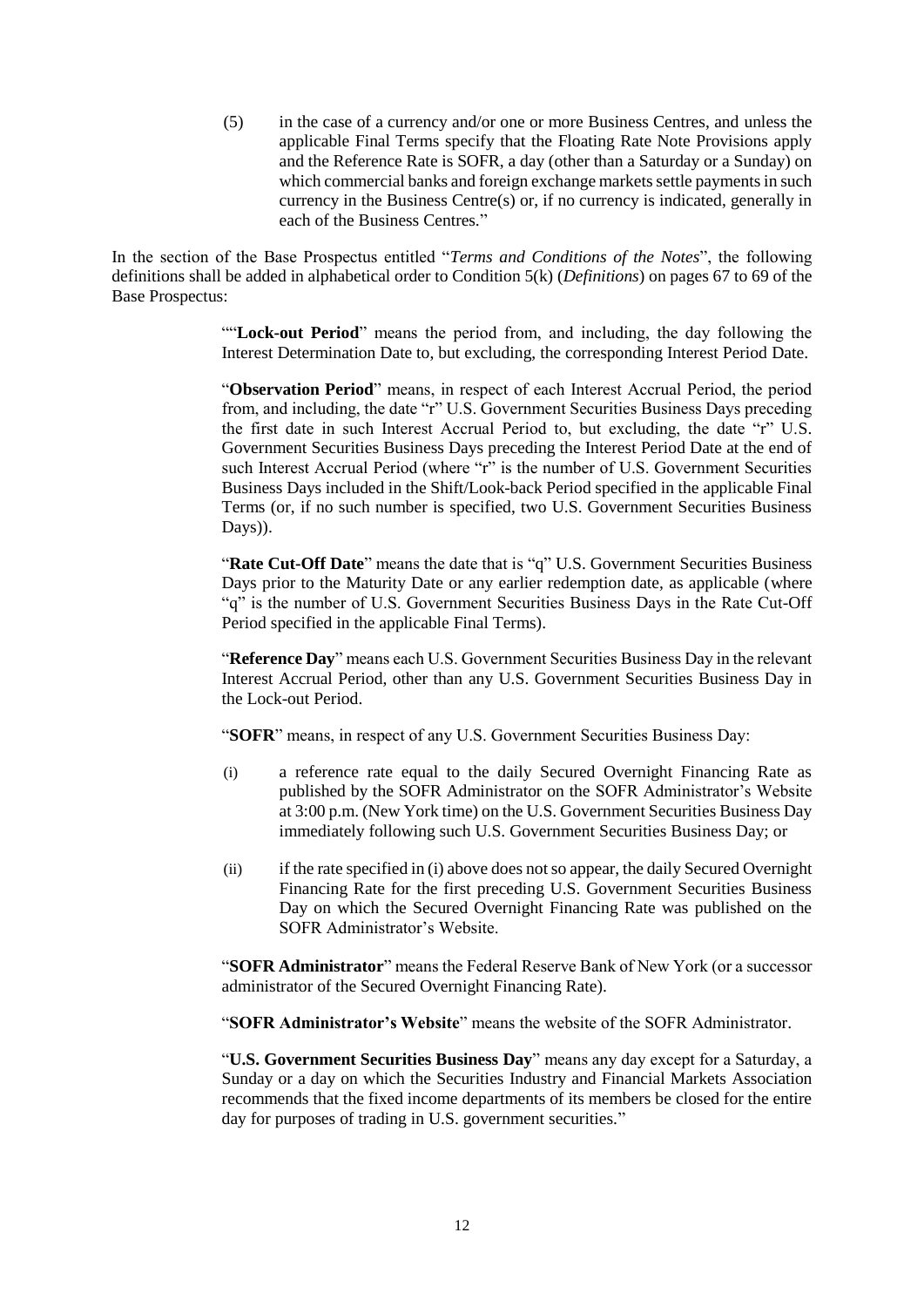(5) in the case of a currency and/or one or more Business Centres, and unless the applicable Final Terms specify that the Floating Rate Note Provisions apply and the Reference Rate is SOFR, a day (other than a Saturday or a Sunday) on which commercial banks and foreign exchange markets settle payments in such currency in the Business Centre(s) or, if no currency is indicated, generally in each of the Business Centres."

In the section of the Base Prospectus entitled "*Terms and Conditions of the Notes*", the following definitions shall be added in alphabetical order to Condition 5(k) (*Definitions*) on pages 67 to 69 of the Base Prospectus:

> ""**Lock-out Period**" means the period from, and including, the day following the Interest Determination Date to, but excluding, the corresponding Interest Period Date.
>
> "**Observation Period**" means, in respect of each Interest Accrual Period, the period from, and including, the date "r" U.S. Government Securities Business Days preceding the first date in such Interest Accrual Period to, but excluding, the date "r" U.S. Government Securities Business Days preceding the Interest Period Date at the end of such Interest Accrual Period (where "r" is the number of U.S. Government Securities Business Days included in the Shift/Look-back Period specified in the applicable Final Terms (or, if no such number is specified, two U.S. Government Securities Business Days)).
>
> "**Rate Cut-Off Date**" means the date that is "q" U.S. Government Securities Business Days prior to the Maturity Date or any earlier redemption date, as applicable (where "q" is the number of U.S. Government Securities Business Days in the Rate Cut-Off Period specified in the applicable Final Terms).
>
> "**Reference Day**" means each U.S. Government Securities Business Day in the relevant Interest Accrual Period, other than any U.S. Government Securities Business Day in the Lock-out Period.
>
> "**SOFR**" means, in respect of any U.S. Government Securities Business Day:
>
> (i) a reference rate equal to the daily Secured Overnight Financing Rate as published by the SOFR Administrator on the SOFR Administrator's Website at 3:00 p.m. (New York time) on the U.S. Government Securities Business Day immediately following such U.S. Government Securities Business Day; or
>
> (ii) if the rate specified in (i) above does not so appear, the daily Secured Overnight Financing Rate for the first preceding U.S. Government Securities Business Day on which the Secured Overnight Financing Rate was published on the SOFR Administrator's Website.
>
> "**SOFR Administrator**" means the Federal Reserve Bank of New York (or a successor administrator of the Secured Overnight Financing Rate).
>
> "**SOFR Administrator's Website**" means the website of the SOFR Administrator.
>
> "**U.S. Government Securities Business Day**" means any day except for a Saturday, a Sunday or a day on which the Securities Industry and Financial Markets Association recommends that the fixed income departments of its members be closed for the entire day for purposes of trading in U.S. government securities."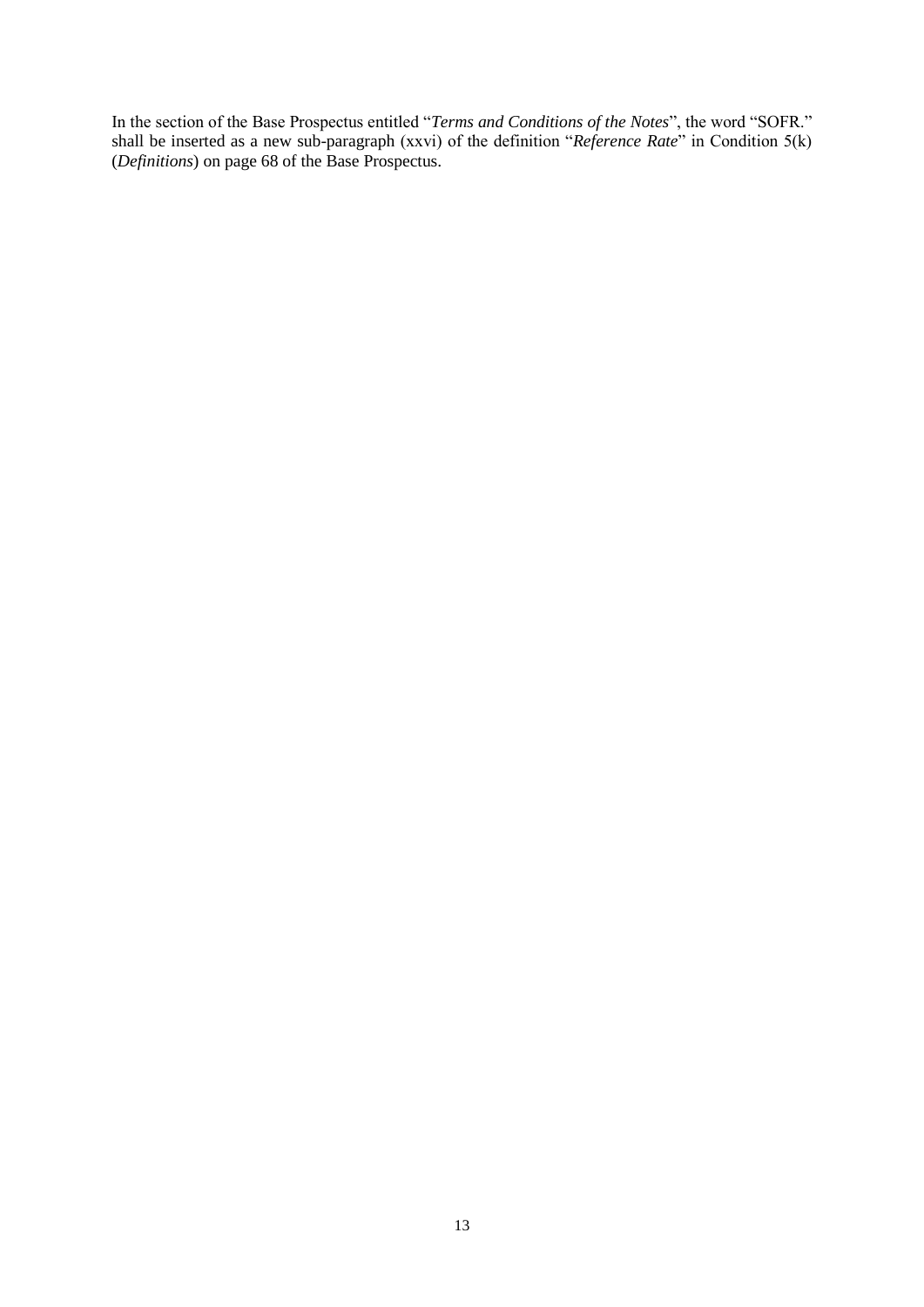In the section of the Base Prospectus entitled "*Terms and Conditions of the Notes*", the word "SOFR." shall be inserted as a new sub-paragraph (xxvi) of the definition "*Reference Rate*" in Condition 5(k) (*Definitions*) on page 68 of the Base Prospectus.